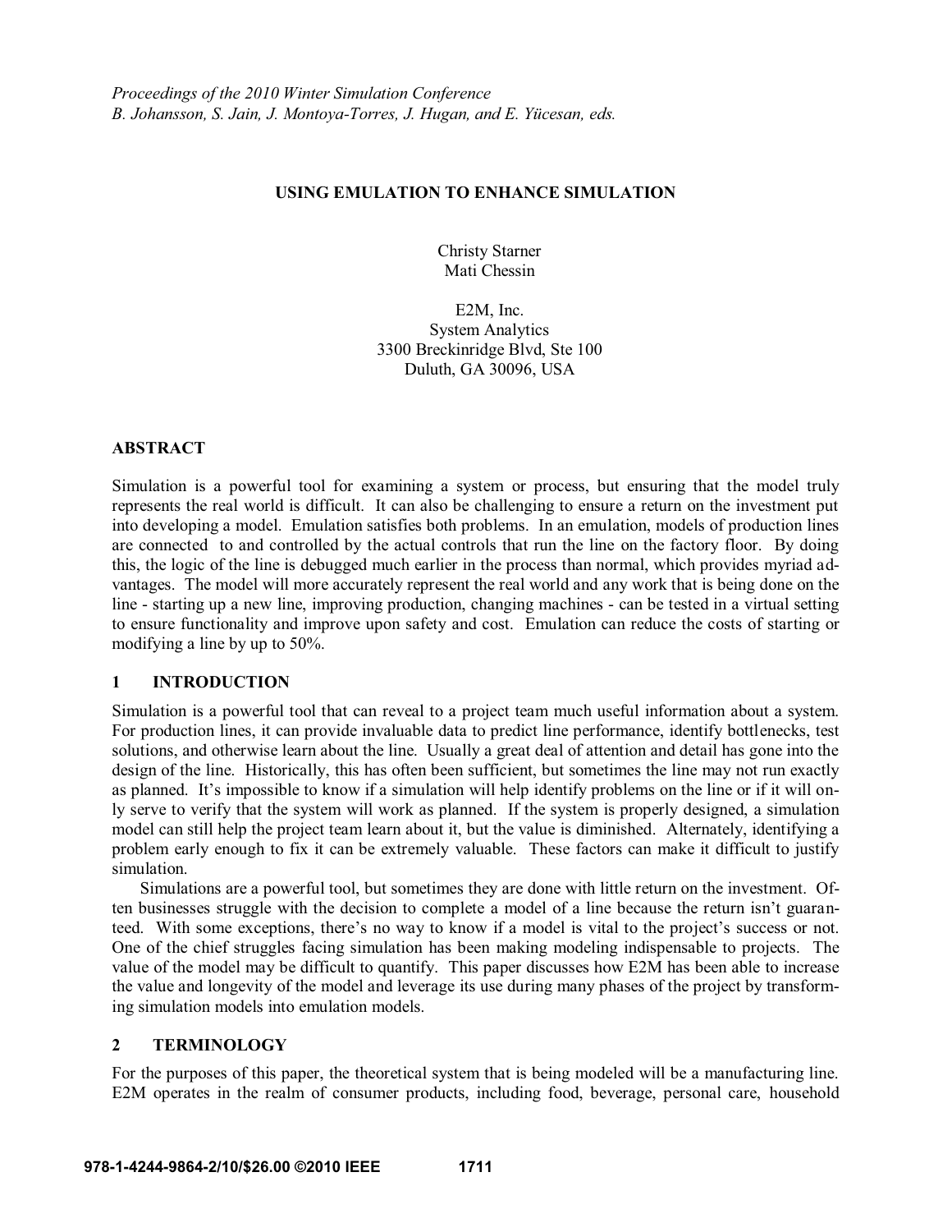*Proceedings of the 2010 Winter Simulation Conference*
*B. Johansson, S. Jain, J. Montoya-Torres, J. Hugan, and E. Yücesan, eds.*

# USING EMULATION TO ENHANCE SIMULATION

Christy Starner
Mati Chessin

E2M, Inc.
System Analytics
3300 Breckinridge Blvd, Ste 100
Duluth, GA 30096, USA

## ABSTRACT

Simulation is a powerful tool for examining a system or process, but ensuring that the model truly represents the real world is difficult. It can also be challenging to ensure a return on the investment put into developing a model. Emulation satisfies both problems. In an emulation, models of production lines are connected to and controlled by the actual controls that run the line on the factory floor. By doing this, the logic of the line is debugged much earlier in the process than normal, which provides myriad advantages. The model will more accurately represent the real world and any work that is being done on the line - starting up a new line, improving production, changing machines - can be tested in a virtual setting to ensure functionality and improve upon safety and cost. Emulation can reduce the costs of starting or modifying a line by up to 50%.

## 1 INTRODUCTION

Simulation is a powerful tool that can reveal to a project team much useful information about a system. For production lines, it can provide invaluable data to predict line performance, identify bottlenecks, test solutions, and otherwise learn about the line. Usually a great deal of attention and detail has gone into the design of the line. Historically, this has often been sufficient, but sometimes the line may not run exactly as planned. It's impossible to know if a simulation will help identify problems on the line or if it will only serve to verify that the system will work as planned. If the system is properly designed, a simulation model can still help the project team learn about it, but the value is diminished. Alternately, identifying a problem early enough to fix it can be extremely valuable. These factors can make it difficult to justify simulation.

Simulations are a powerful tool, but sometimes they are done with little return on the investment. Often businesses struggle with the decision to complete a model of a line because the return isn't guaranteed. With some exceptions, there's no way to know if a model is vital to the project's success or not. One of the chief struggles facing simulation has been making modeling indispensable to projects. The value of the model may be difficult to quantify. This paper discusses how E2M has been able to increase the value and longevity of the model and leverage its use during many phases of the project by transforming simulation models into emulation models.

## 2 TERMINOLOGY

For the purposes of this paper, the theoretical system that is being modeled will be a manufacturing line. E2M operates in the realm of consumer products, including food, beverage, personal care, household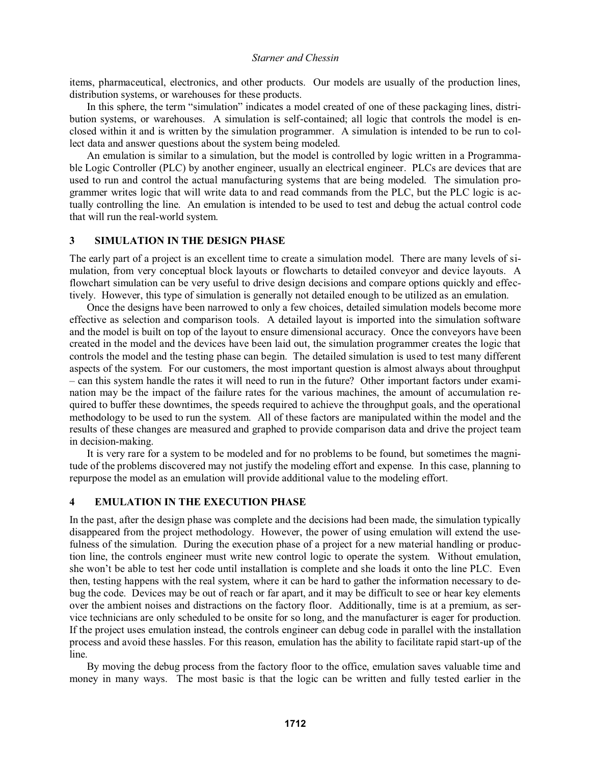items, pharmaceutical, electronics, and other products. Our models are usually of the production lines, distribution systems, or warehouses for these products.

In this sphere, the term "simulation" indicates a model created of one of these packaging lines, distribution systems, or warehouses. A simulation is self-contained; all logic that controls the model is enclosed within it and is written by the simulation programmer. A simulation is intended to be run to collect data and answer questions about the system being modeled.

An emulation is similar to a simulation, but the model is controlled by logic written in a Programmable Logic Controller (PLC) by another engineer, usually an electrical engineer. PLCs are devices that are used to run and control the actual manufacturing systems that are being modeled. The simulation programmer writes logic that will write data to and read commands from the PLC, but the PLC logic is actually controlling the line. An emulation is intended to be used to test and debug the actual control code that will run the real-world system.

## 3 SIMULATION IN THE DESIGN PHASE

The early part of a project is an excellent time to create a simulation model. There are many levels of simulation, from very conceptual block layouts or flowcharts to detailed conveyor and device layouts. A flowchart simulation can be very useful to drive design decisions and compare options quickly and effectively. However, this type of simulation is generally not detailed enough to be utilized as an emulation.

Once the designs have been narrowed to only a few choices, detailed simulation models become more effective as selection and comparison tools. A detailed layout is imported into the simulation software and the model is built on top of the layout to ensure dimensional accuracy. Once the conveyors have been created in the model and the devices have been laid out, the simulation programmer creates the logic that controls the model and the testing phase can begin. The detailed simulation is used to test many different aspects of the system. For our customers, the most important question is almost always about throughput – can this system handle the rates it will need to run in the future? Other important factors under examination may be the impact of the failure rates for the various machines, the amount of accumulation required to buffer these downtimes, the speeds required to achieve the throughput goals, and the operational methodology to be used to run the system. All of these factors are manipulated within the model and the results of these changes are measured and graphed to provide comparison data and drive the project team in decision-making.

It is very rare for a system to be modeled and for no problems to be found, but sometimes the magnitude of the problems discovered may not justify the modeling effort and expense. In this case, planning to repurpose the model as an emulation will provide additional value to the modeling effort.

## 4 EMULATION IN THE EXECUTION PHASE

In the past, after the design phase was complete and the decisions had been made, the simulation typically disappeared from the project methodology. However, the power of using emulation will extend the usefulness of the simulation. During the execution phase of a project for a new material handling or production line, the controls engineer must write new control logic to operate the system. Without emulation, she won't be able to test her code until installation is complete and she loads it onto the line PLC. Even then, testing happens with the real system, where it can be hard to gather the information necessary to debug the code. Devices may be out of reach or far apart, and it may be difficult to see or hear key elements over the ambient noises and distractions on the factory floor. Additionally, time is at a premium, as service technicians are only scheduled to be onsite for so long, and the manufacturer is eager for production. If the project uses emulation instead, the controls engineer can debug code in parallel with the installation process and avoid these hassles. For this reason, emulation has the ability to facilitate rapid start-up of the line.

By moving the debug process from the factory floor to the office, emulation saves valuable time and money in many ways. The most basic is that the logic can be written and fully tested earlier in the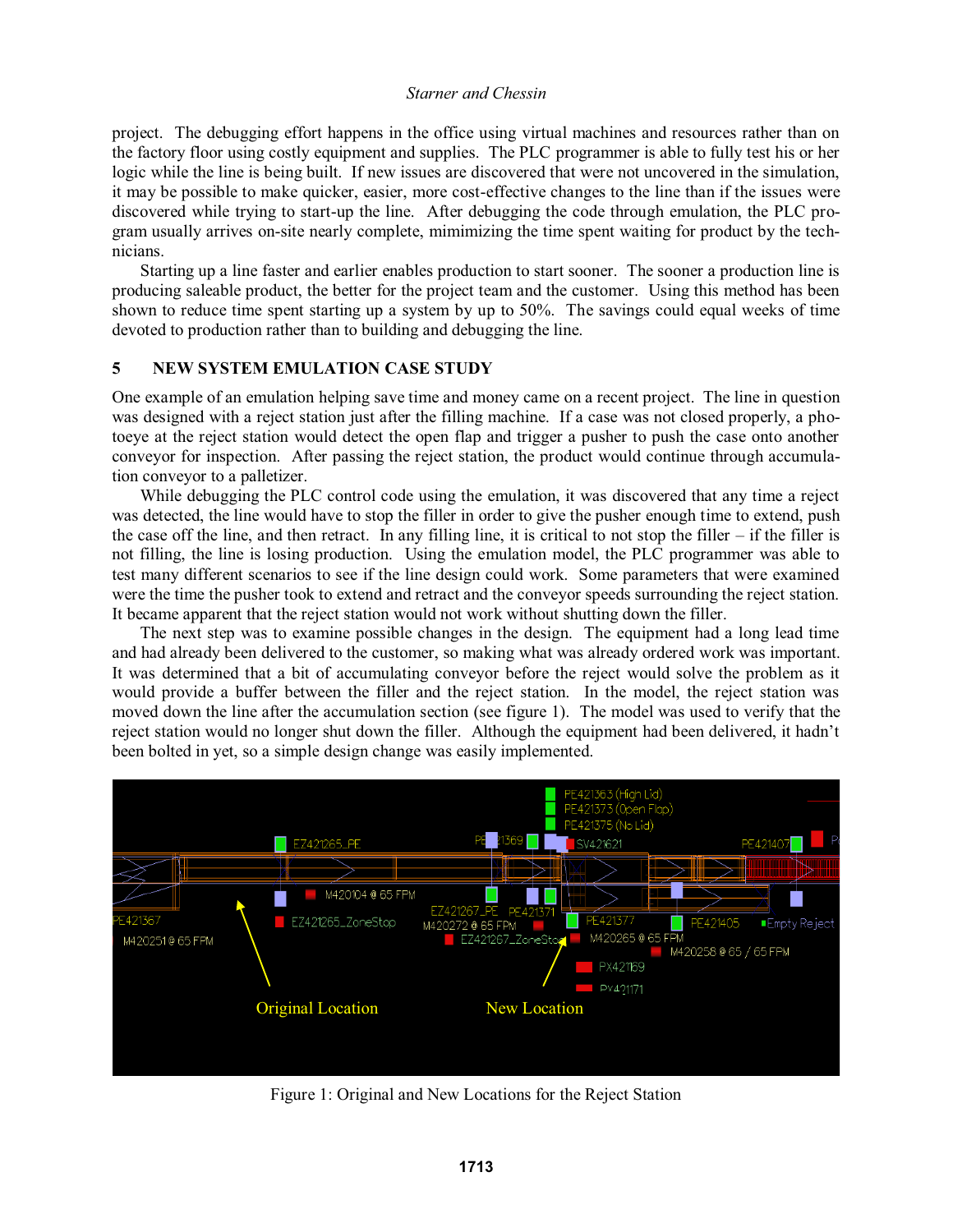project. The debugging effort happens in the office using virtual machines and resources rather than on the factory floor using costly equipment and supplies. The PLC programmer is able to fully test his or her logic while the line is being built. If new issues are discovered that were not uncovered in the simulation, it may be possible to make quicker, easier, more cost-effective changes to the line than if the issues were discovered while trying to start-up the line. After debugging the code through emulation, the PLC program usually arrives on-site nearly complete, mimimizing the time spent waiting for product by the technicians.

Starting up a line faster and earlier enables production to start sooner. The sooner a production line is producing saleable product, the better for the project team and the customer. Using this method has been shown to reduce time spent starting up a system by up to 50%. The savings could equal weeks of time devoted to production rather than to building and debugging the line.

## 5 NEW SYSTEM EMULATION CASE STUDY

One example of an emulation helping save time and money came on a recent project. The line in question was designed with a reject station just after the filling machine. If a case was not closed properly, a photoeye at the reject station would detect the open flap and trigger a pusher to push the case onto another conveyor for inspection. After passing the reject station, the product would continue through accumulation conveyor to a palletizer.

While debugging the PLC control code using the emulation, it was discovered that any time a reject was detected, the line would have to stop the filler in order to give the pusher enough time to extend, push the case off the line, and then retract. In any filling line, it is critical to not stop the filler – if the filler is not filling, the line is losing production. Using the emulation model, the PLC programmer was able to test many different scenarios to see if the line design could work. Some parameters that were examined were the time the pusher took to extend and retract and the conveyor speeds surrounding the reject station. It became apparent that the reject station would not work without shutting down the filler.

The next step was to examine possible changes in the design. The equipment had a long lead time and had already been delivered to the customer, so making what was already ordered work was important. It was determined that a bit of accumulating conveyor before the reject would solve the problem as it would provide a buffer between the filler and the reject station. In the model, the reject station was moved down the line after the accumulation section (see figure 1). The model was used to verify that the reject station would no longer shut down the filler. Although the equipment had been delivered, it hadn't been bolted in yet, so a simple design change was easily implemented.

PE421363 (High Lid)
PE421373 (Open Flap)
PE421375 (No Lid)
EZ421265_PE
PE421369
SV421621
PE421407
M420104 @ 65 FPM
PE421367
EZ421265_ZoneStop
EZ421267_PE
PE421371
PE421377
PE421405
Empty Reject
M420251 @ 65 FPM
M420272 @ 65 FPM
EZ421267_ZoneStop
M420265 @ 65 FPM
M420258 @ 65 / 65 FPM
PX421169
PX421171
Original Location
New Location

Figure 1: Original and New Locations for the Reject Station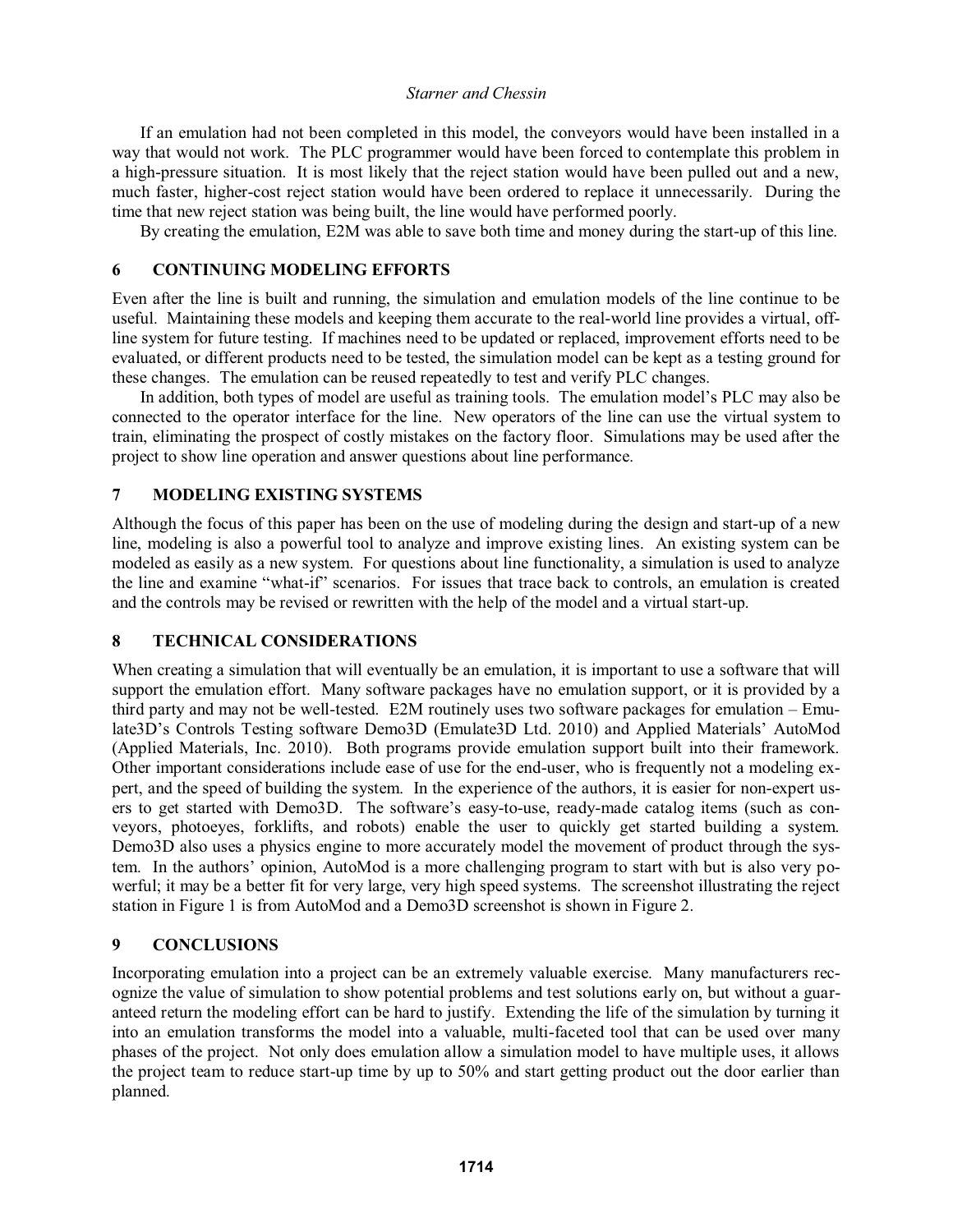If an emulation had not been completed in this model, the conveyors would have been installed in a way that would not work. The PLC programmer would have been forced to contemplate this problem in a high-pressure situation. It is most likely that the reject station would have been pulled out and a new, much faster, higher-cost reject station would have been ordered to replace it unnecessarily. During the time that new reject station was being built, the line would have performed poorly.

By creating the emulation, E2M was able to save both time and money during the start-up of this line.

## 6 CONTINUING MODELING EFFORTS

Even after the line is built and running, the simulation and emulation models of the line continue to be useful. Maintaining these models and keeping them accurate to the real-world line provides a virtual, off-line system for future testing. If machines need to be updated or replaced, improvement efforts need to be evaluated, or different products need to be tested, the simulation model can be kept as a testing ground for these changes. The emulation can be reused repeatedly to test and verify PLC changes.

In addition, both types of model are useful as training tools. The emulation model's PLC may also be connected to the operator interface for the line. New operators of the line can use the virtual system to train, eliminating the prospect of costly mistakes on the factory floor. Simulations may be used after the project to show line operation and answer questions about line performance.

## 7 MODELING EXISTING SYSTEMS

Although the focus of this paper has been on the use of modeling during the design and start-up of a new line, modeling is also a powerful tool to analyze and improve existing lines. An existing system can be modeled as easily as a new system. For questions about line functionality, a simulation is used to analyze the line and examine "what-if" scenarios. For issues that trace back to controls, an emulation is created and the controls may be revised or rewritten with the help of the model and a virtual start-up.

## 8 TECHNICAL CONSIDERATIONS

When creating a simulation that will eventually be an emulation, it is important to use a software that will support the emulation effort. Many software packages have no emulation support, or it is provided by a third party and may not be well-tested. E2M routinely uses two software packages for emulation – Emulate3D's Controls Testing software Demo3D (Emulate3D Ltd. 2010) and Applied Materials' AutoMod (Applied Materials, Inc. 2010). Both programs provide emulation support built into their framework. Other important considerations include ease of use for the end-user, who is frequently not a modeling expert, and the speed of building the system. In the experience of the authors, it is easier for non-expert users to get started with Demo3D. The software's easy-to-use, ready-made catalog items (such as conveyors, photoeyes, forklifts, and robots) enable the user to quickly get started building a system. Demo3D also uses a physics engine to more accurately model the movement of product through the system. In the authors' opinion, AutoMod is a more challenging program to start with but is also very powerful; it may be a better fit for very large, very high speed systems. The screenshot illustrating the reject station in Figure 1 is from AutoMod and a Demo3D screenshot is shown in Figure 2.

## 9 CONCLUSIONS

Incorporating emulation into a project can be an extremely valuable exercise. Many manufacturers recognize the value of simulation to show potential problems and test solutions early on, but without a guaranteed return the modeling effort can be hard to justify. Extending the life of the simulation by turning it into an emulation transforms the model into a valuable, multi-faceted tool that can be used over many phases of the project. Not only does emulation allow a simulation model to have multiple uses, it allows the project team to reduce start-up time by up to 50% and start getting product out the door earlier than planned.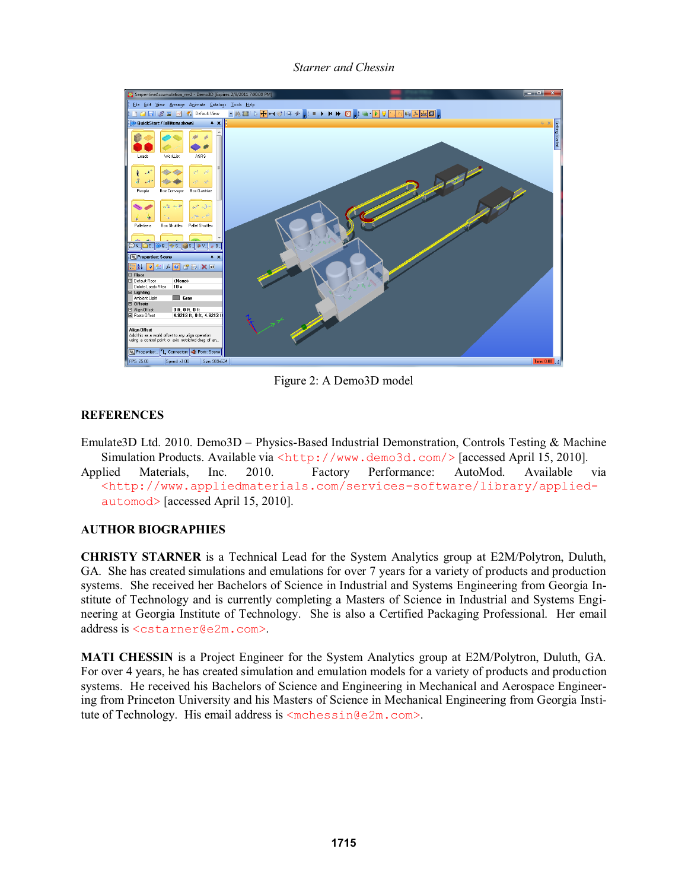Figure 2: A Demo3D model

## REFERENCES

Emulate3D Ltd. 2010. Demo3D – Physics-Based Industrial Demonstration, Controls Testing & Machine Simulation Products. Available via <http://www.demo3d.com/> [accessed April 15, 2010].

Applied Materials, Inc. 2010. Factory Performance: AutoMod. Available via <http://www.appliedmaterials.com/services-software/library/applied-automod> [accessed April 15, 2010].

## AUTHOR BIOGRAPHIES

**CHRISTY STARNER** is a Technical Lead for the System Analytics group at E2M/Polytron, Duluth, GA. She has created simulations and emulations for over 7 years for a variety of products and production systems. She received her Bachelors of Science in Industrial and Systems Engineering from Georgia Institute of Technology and is currently completing a Masters of Science in Industrial and Systems Engineering at Georgia Institute of Technology. She is also a Certified Packaging Professional. Her email address is <cstarner@e2m.com>.

**MATI CHESSIN** is a Project Engineer for the System Analytics group at E2M/Polytron, Duluth, GA. For over 4 years, he has created simulation and emulation models for a variety of products and production systems. He received his Bachelors of Science and Engineering in Mechanical and Aerospace Engineering from Princeton University and his Masters of Science in Mechanical Engineering from Georgia Institute of Technology. His email address is <mchessin@e2m.com>.